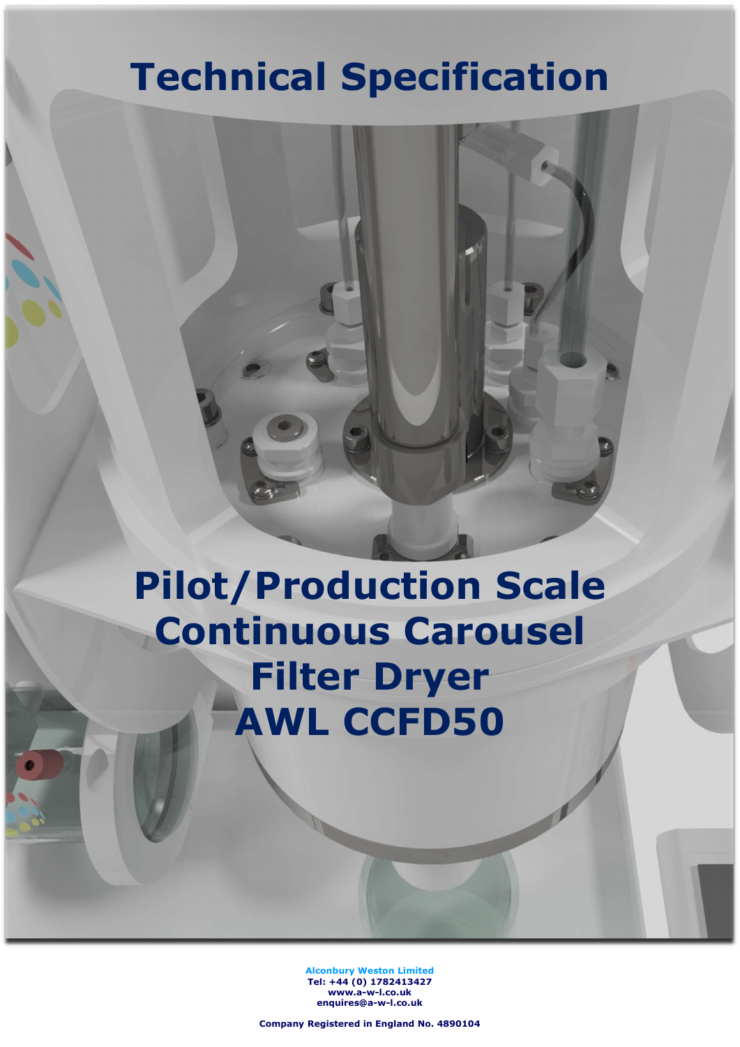# Technical Specification

# Pilot/Production Scale Continuous Carousel Filter Dryer AWL CCFD50

**Alconbury Weston Limited**
**Tel: +44 (0) 1782413427**
**www.a-w-l.co.uk**
**enquires@a-w-l.co.uk**

**Company Registered in England No. 4890104**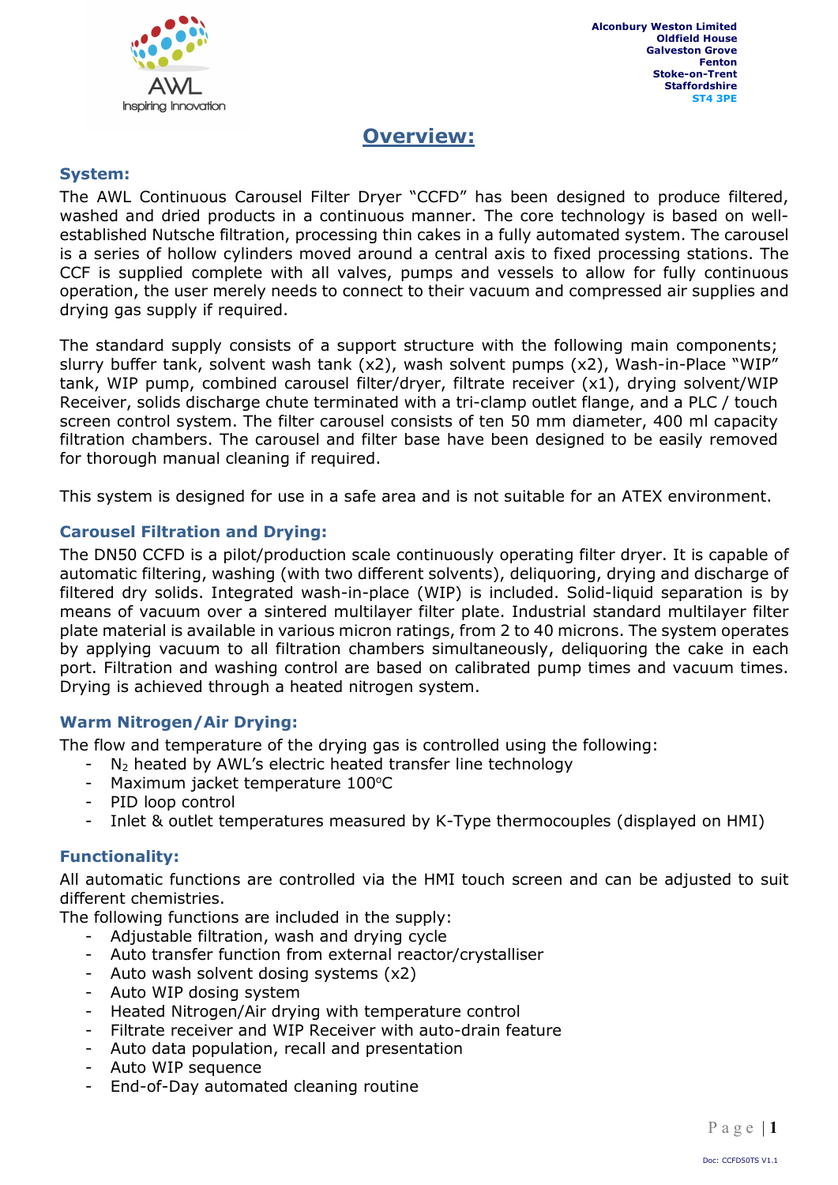Alconbury Weston Limited
Oldfield House
Galveston Grove
Fenton
Stoke-on-Trent
Staffordshire
ST4 3PE

# Overview:

### System:

The AWL Continuous Carousel Filter Dryer "CCFD" has been designed to produce filtered, washed and dried products in a continuous manner. The core technology is based on well-established Nutsche filtration, processing thin cakes in a fully automated system. The carousel is a series of hollow cylinders moved around a central axis to fixed processing stations. The CCF is supplied complete with all valves, pumps and vessels to allow for fully continuous operation, the user merely needs to connect to their vacuum and compressed air supplies and drying gas supply if required.

The standard supply consists of a support structure with the following main components; slurry buffer tank, solvent wash tank (x2), wash solvent pumps (x2), Wash-in-Place "WIP" tank, WIP pump, combined carousel filter/dryer, filtrate receiver (x1), drying solvent/WIP Receiver, solids discharge chute terminated with a tri-clamp outlet flange, and a PLC / touch screen control system. The filter carousel consists of ten 50 mm diameter, 400 ml capacity filtration chambers. The carousel and filter base have been designed to be easily removed for thorough manual cleaning if required.

This system is designed for use in a safe area and is not suitable for an ATEX environment.

### Carousel Filtration and Drying:

The DN50 CCFD is a pilot/production scale continuously operating filter dryer. It is capable of automatic filtering, washing (with two different solvents), deliquoring, drying and discharge of filtered dry solids. Integrated wash-in-place (WIP) is included. Solid-liquid separation is by means of vacuum over a sintered multilayer filter plate. Industrial standard multilayer filter plate material is available in various micron ratings, from 2 to 40 microns. The system operates by applying vacuum to all filtration chambers simultaneously, deliquoring the cake in each port. Filtration and washing control are based on calibrated pump times and vacuum times. Drying is achieved through a heated nitrogen system.

### Warm Nitrogen/Air Drying:

The flow and temperature of the drying gas is controlled using the following:

- $N_2$ heated by AWL's electric heated transfer line technology
- Maximum jacket temperature 100°C
- PID loop control
- Inlet & outlet temperatures measured by K-Type thermocouples (displayed on HMI)

### Functionality:

All automatic functions are controlled via the HMI touch screen and can be adjusted to suit different chemistries.

The following functions are included in the supply:

- Adjustable filtration, wash and drying cycle
- Auto transfer function from external reactor/crystalliser
- Auto wash solvent dosing systems (x2)
- Auto WIP dosing system
- Heated Nitrogen/Air drying with temperature control
- Filtrate receiver and WIP Receiver with auto-drain feature
- Auto data population, recall and presentation
- Auto WIP sequence
- End-of-Day automated cleaning routine

Doc: CCFD50TS V1.1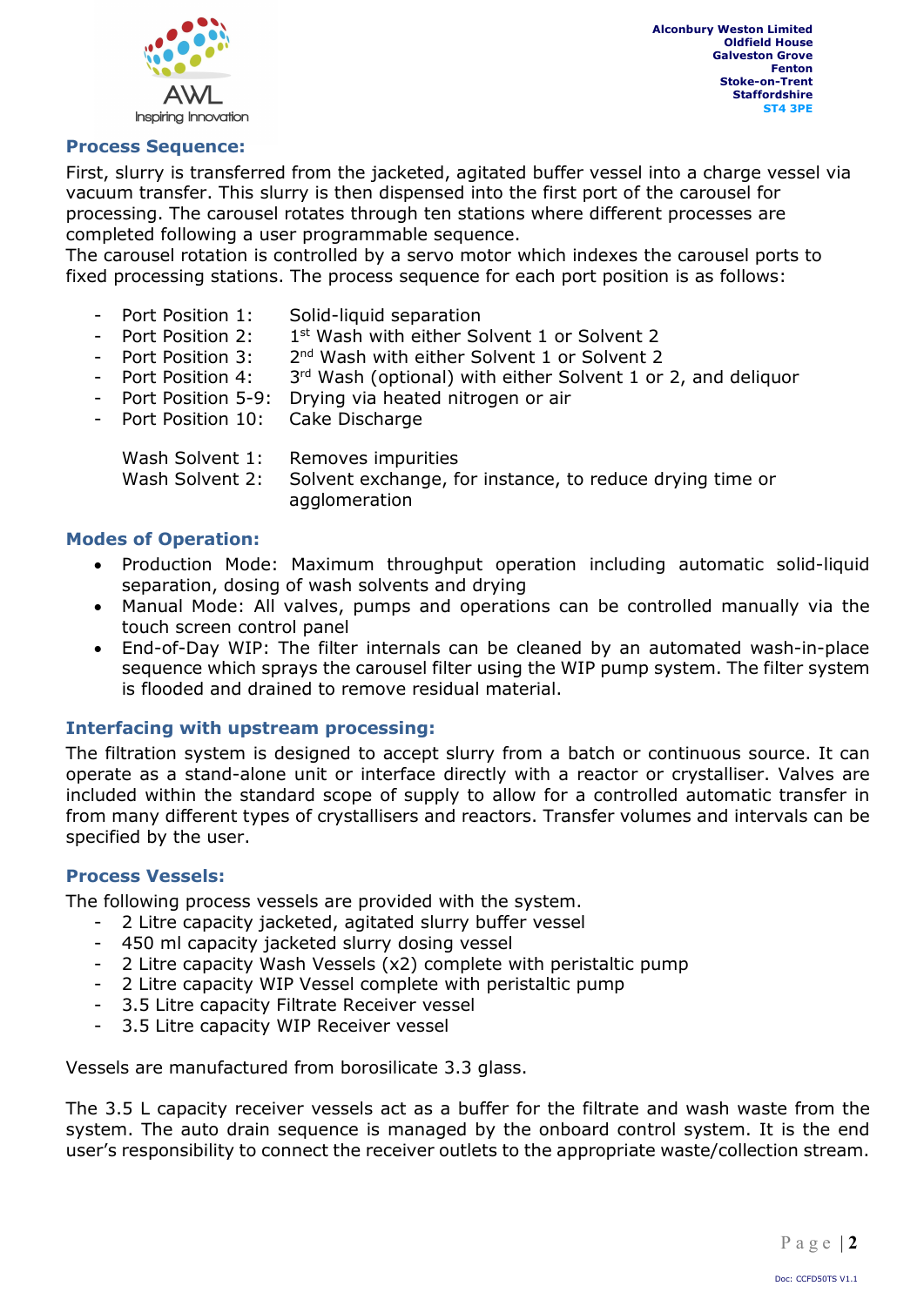## Process Sequence:

First, slurry is transferred from the jacketed, agitated buffer vessel into a charge vessel via vacuum transfer. This slurry is then dispensed into the first port of the carousel for processing. The carousel rotates through ten stations where different processes are completed following a user programmable sequence.
The carousel rotation is controlled by a servo motor which indexes the carousel ports to fixed processing stations. The process sequence for each port position is as follows:

- Port Position 1: Solid-liquid separation
- Port Position 2: 1st Wash with either Solvent 1 or Solvent 2
- Port Position 3: 2nd Wash with either Solvent 1 or Solvent 2
- Port Position 4: 3rd Wash (optional) with either Solvent 1 or 2, and deliquor
- Port Position 5-9: Drying via heated nitrogen or air
- Port Position 10: Cake Discharge

Wash Solvent 1: Removes impurities
Wash Solvent 2: Solvent exchange, for instance, to reduce drying time or agglomeration

## Modes of Operation:

- Production Mode: Maximum throughput operation including automatic solid-liquid separation, dosing of wash solvents and drying
- Manual Mode: All valves, pumps and operations can be controlled manually via the touch screen control panel
- End-of-Day WIP: The filter internals can be cleaned by an automated wash-in-place sequence which sprays the carousel filter using the WIP pump system. The filter system is flooded and drained to remove residual material.

## Interfacing with upstream processing:

The filtration system is designed to accept slurry from a batch or continuous source. It can operate as a stand-alone unit or interface directly with a reactor or crystalliser. Valves are included within the standard scope of supply to allow for a controlled automatic transfer in from many different types of crystallisers and reactors. Transfer volumes and intervals can be specified by the user.

## Process Vessels:

The following process vessels are provided with the system.

- 2 Litre capacity jacketed, agitated slurry buffer vessel
- 450 ml capacity jacketed slurry dosing vessel
- 2 Litre capacity Wash Vessels (x2) complete with peristaltic pump
- 2 Litre capacity WIP Vessel complete with peristaltic pump
- 3.5 Litre capacity Filtrate Receiver vessel
- 3.5 Litre capacity WIP Receiver vessel

Vessels are manufactured from borosilicate 3.3 glass.

The 3.5 L capacity receiver vessels act as a buffer for the filtrate and wash waste from the system. The auto drain sequence is managed by the onboard control system. It is the end user's responsibility to connect the receiver outlets to the appropriate waste/collection stream.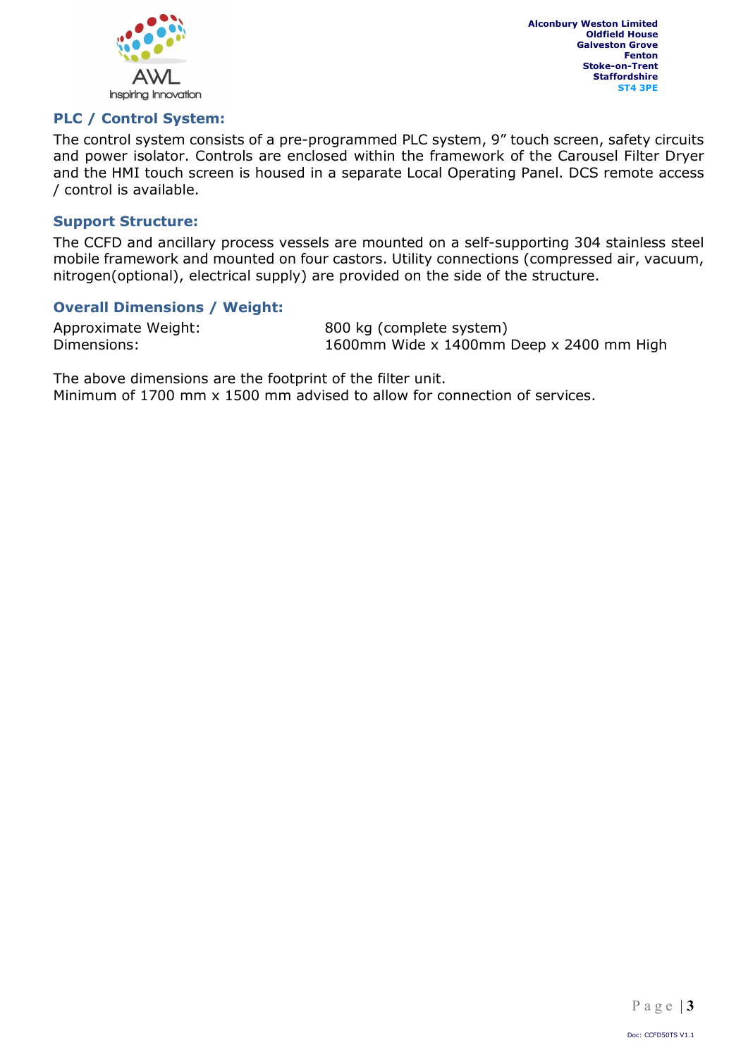### PLC / Control System:

The control system consists of a pre-programmed PLC system, 9" touch screen, safety circuits and power isolator. Controls are enclosed within the framework of the Carousel Filter Dryer and the HMI touch screen is housed in a separate Local Operating Panel. DCS remote access / control is available.

### Support Structure:

The CCFD and ancillary process vessels are mounted on a self-supporting 304 stainless steel mobile framework and mounted on four castors. Utility connections (compressed air, vacuum, nitrogen(optional), electrical supply) are provided on the side of the structure.

### Overall Dimensions / Weight:

| | |
|---|---|
| Approximate Weight: | 800 kg (complete system) |
| Dimensions: | 1600mm Wide x 1400mm Deep x 2400 mm High |

The above dimensions are the footprint of the filter unit.
Minimum of 1700 mm x 1500 mm advised to allow for connection of services.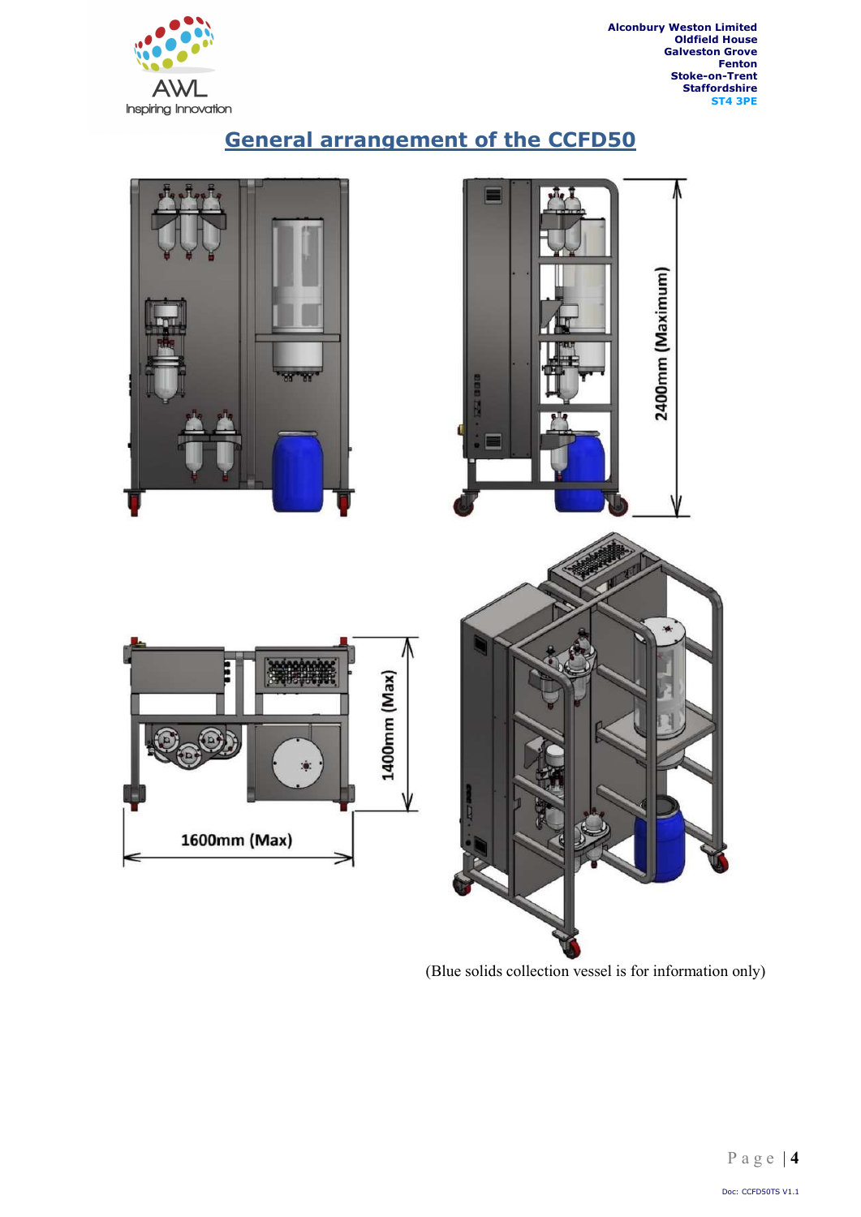# General arrangement of the CCFD50

2400mm (Maximum)

1400mm (Max)

1600mm (Max)

(Blue solids collection vessel is for information only)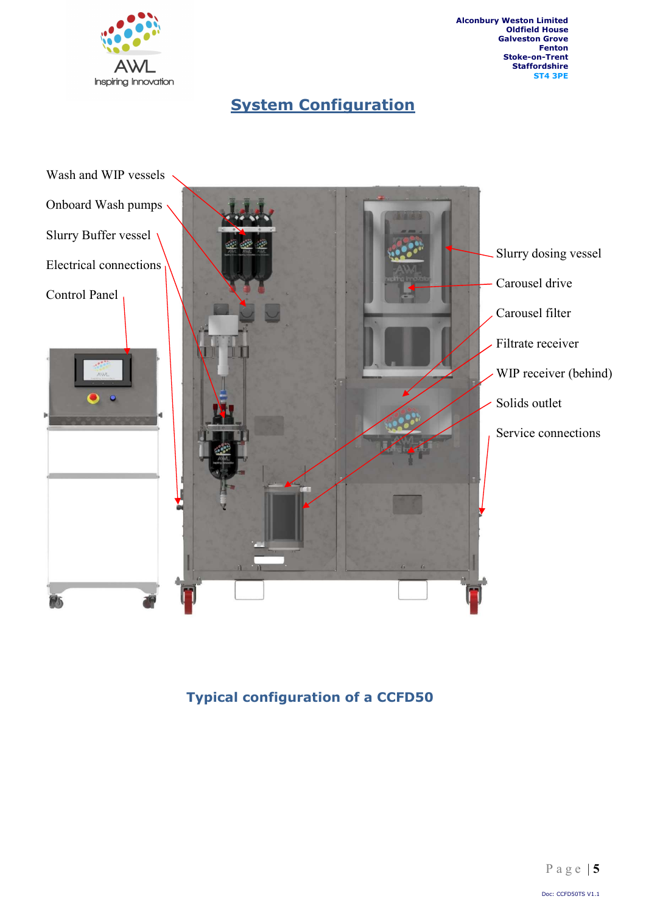## System Configuration

Wash and WIP vessels

Onboard Wash pumps

Slurry Buffer vessel

Electrical connections

Control Panel

Slurry dosing vessel

Carousel drive

Carousel filter

Filtrate receiver

WIP receiver (behind)

Solids outlet

Service connections

**Typical configuration of a CCFD50**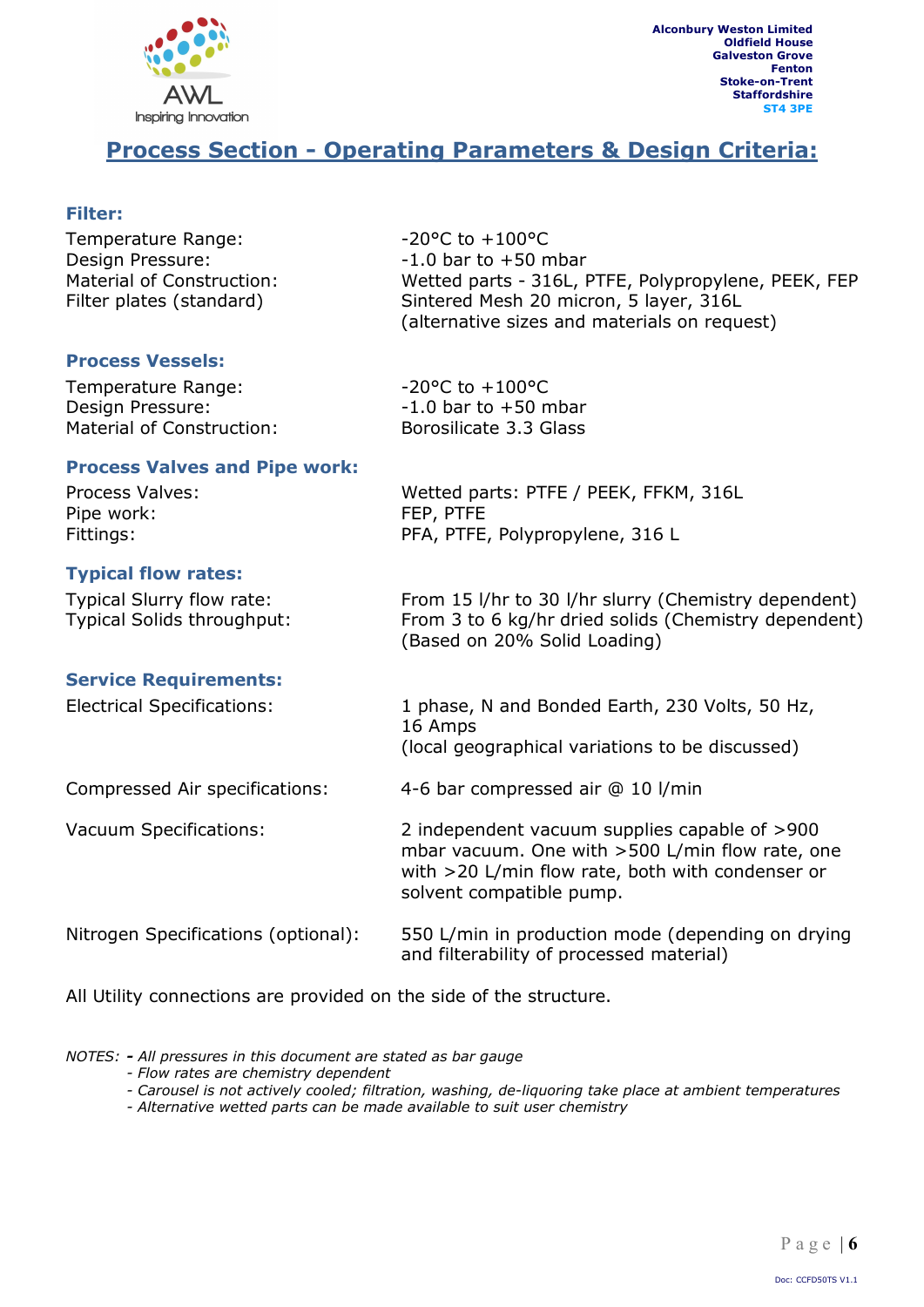Alconbury Weston Limited
Oldfield House
Galveston Grove
Fenton
Stoke-on-Trent
Staffordshire
ST4 3PE

# Process Section - Operating Parameters & Design Criteria:

### Filter:

| | |
|---|---|
| Temperature Range: | -20°C to +100°C |
| Design Pressure: | -1.0 bar to +50 mbar |
| Material of Construction: | Wetted parts - 316L, PTFE, Polypropylene, PEEK, FEP |
| Filter plates (standard) | Sintered Mesh 20 micron, 5 layer, 316L (alternative sizes and materials on request) |

### Process Vessels:

| | |
|---|---|
| Temperature Range: | -20°C to +100°C |
| Design Pressure: | -1.0 bar to +50 mbar |
| Material of Construction: | Borosilicate 3.3 Glass |

### Process Valves and Pipe work:

| | |
|---|---|
| Process Valves: | Wetted parts: PTFE / PEEK, FFKM, 316L |
| Pipe work: | FEP, PTFE |
| Fittings: | PFA, PTFE, Polypropylene, 316 L |

### Typical flow rates:

| | |
|---|---|
| Typical Slurry flow rate: | From 15 l/hr to 30 l/hr slurry (Chemistry dependent) |
| Typical Solids throughput: | From 3 to 6 kg/hr dried solids (Chemistry dependent) (Based on 20% Solid Loading) |

### Service Requirements:

| | |
|---|---|
| Electrical Specifications: | 1 phase, N and Bonded Earth, 230 Volts, 50 Hz, 16 Amps (local geographical variations to be discussed) |
| Compressed Air specifications: | 4-6 bar compressed air @ 10 l/min |
| Vacuum Specifications: | 2 independent vacuum supplies capable of >900 mbar vacuum. One with >500 L/min flow rate, one with >20 L/min flow rate, both with condenser or solvent compatible pump. |
| Nitrogen Specifications (optional): | 550 L/min in production mode (depending on drying and filterability of processed material) |

All Utility connections are provided on the side of the structure.

*NOTES:* ***-*** *All pressures in this document are stated as bar gauge*
- *Flow rates are chemistry dependent*
- *Carousel is not actively cooled; filtration, washing, de-liquoring take place at ambient temperatures*
- *Alternative wetted parts can be made available to suit user chemistry*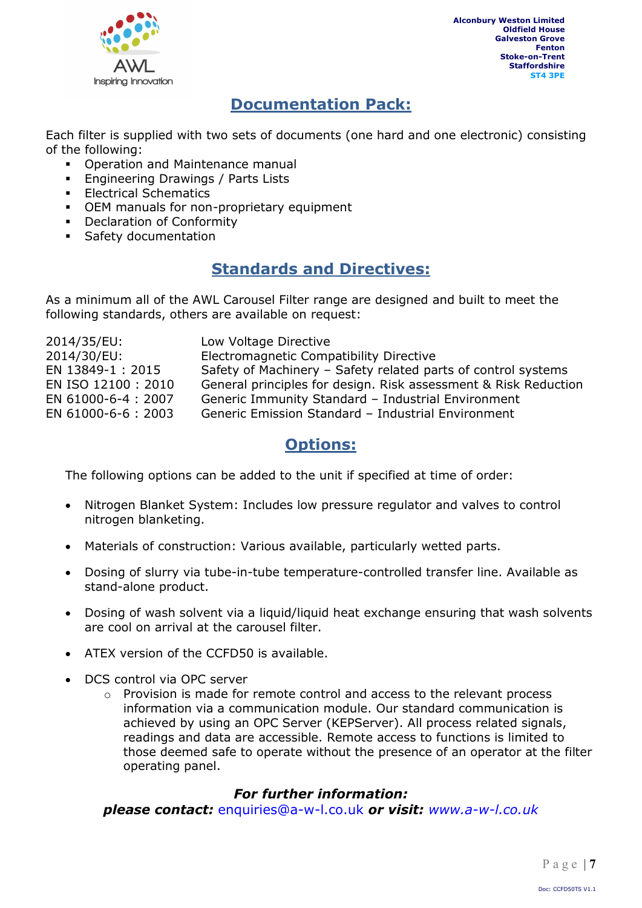Alconbury Weston Limited
Oldfield House
Galveston Grove
Fenton
Stoke-on-Trent
Staffordshire
ST4 3PE

## Documentation Pack:

Each filter is supplied with two sets of documents (one hard and one electronic) consisting of the following:

- Operation and Maintenance manual
- Engineering Drawings / Parts Lists
- Electrical Schematics
- OEM manuals for non-proprietary equipment
- Declaration of Conformity
- Safety documentation

## Standards and Directives:

As a minimum all of the AWL Carousel Filter range are designed and built to meet the following standards, others are available on request:

| | |
|---|---|
| 2014/35/EU: | Low Voltage Directive |
| 2014/30/EU: | Electromagnetic Compatibility Directive |
| EN 13849-1 : 2015 | Safety of Machinery – Safety related parts of control systems |
| EN ISO 12100 : 2010 | General principles for design. Risk assessment & Risk Reduction |
| EN 61000-6-4 : 2007 | Generic Immunity Standard – Industrial Environment |
| EN 61000-6-6 : 2003 | Generic Emission Standard – Industrial Environment |

## Options:

The following options can be added to the unit if specified at time of order:

- Nitrogen Blanket System: Includes low pressure regulator and valves to control nitrogen blanketing.
- Materials of construction: Various available, particularly wetted parts.
- Dosing of slurry via tube-in-tube temperature-controlled transfer line. Available as stand-alone product.
- Dosing of wash solvent via a liquid/liquid heat exchange ensuring that wash solvents are cool on arrival at the carousel filter.
- ATEX version of the CCFD50 is available.
- DCS control via OPC server
  - Provision is made for remote control and access to the relevant process information via a communication module. Our standard communication is achieved by using an OPC Server (KEPServer). All process related signals, readings and data are accessible. Remote access to functions is limited to those deemed safe to operate without the presence of an operator at the filter operating panel.

***For further information:***
***please contact:*** enquiries@a-w-l.co.uk ***or visit:*** *www.a-w-l.co.uk*

Doc: CCFD50TS V1.1